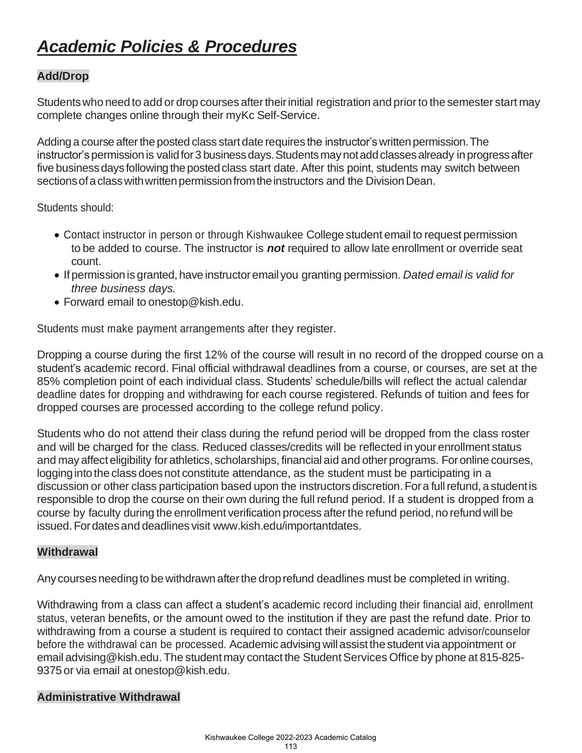# ***Academic Policies & Procedures***

## Add/Drop

Students who need to add or drop courses after their initial registration and prior to the semester start may complete changes online through their myKc Self-Service.

Adding a course after the posted class start date requires the instructor's written permission. The instructor's permission is valid for 3 business days. Students may not add classes already in progress after five business days following the posted class start date. After this point, students may switch between sections of a class with written permission from the instructors and the Division Dean.

Students should:

- Contact instructor in person or through Kishwaukee College student email to request permission to be added to course. The instructor is ***not*** required to allow late enrollment or override seat count.
- If permission is granted, have instructor email you granting permission. *Dated email is valid for three business days.*
- Forward email to onestop@kish.edu.

Students must make payment arrangements after they register.

Dropping a course during the first 12% of the course will result in no record of the dropped course on a student's academic record. Final official withdrawal deadlines from a course, or courses, are set at the 85% completion point of each individual class. Students' schedule/bills will reflect the actual calendar deadline dates for dropping and withdrawing for each course registered. Refunds of tuition and fees for dropped courses are processed according to the college refund policy.

Students who do not attend their class during the refund period will be dropped from the class roster and will be charged for the class. Reduced classes/credits will be reflected in your enrollment status and may affect eligibility for athletics, scholarships, financial aid and other programs. For online courses, logging into the class does not constitute attendance, as the student must be participating in a discussion or other class participation based upon the instructors discretion. For a full refund, a student is responsible to drop the course on their own during the full refund period. If a student is dropped from a course by faculty during the enrollment verification process after the refund period, no refund will be issued. For dates and deadlines visit www.kish.edu/importantdates.

## Withdrawal

Any courses needing to be withdrawn after the drop refund deadlines must be completed in writing.

Withdrawing from a class can affect a student's academic record including their financial aid, enrollment status, veteran benefits, or the amount owed to the institution if they are past the refund date. Prior to withdrawing from a course a student is required to contact their assigned academic advisor/counselor before the withdrawal can be processed. Academic advising will assist the student via appointment or email advising@kish.edu. The student may contact the Student Services Office by phone at 815-825-9375 or via email at onestop@kish.edu.

## Administrative Withdrawal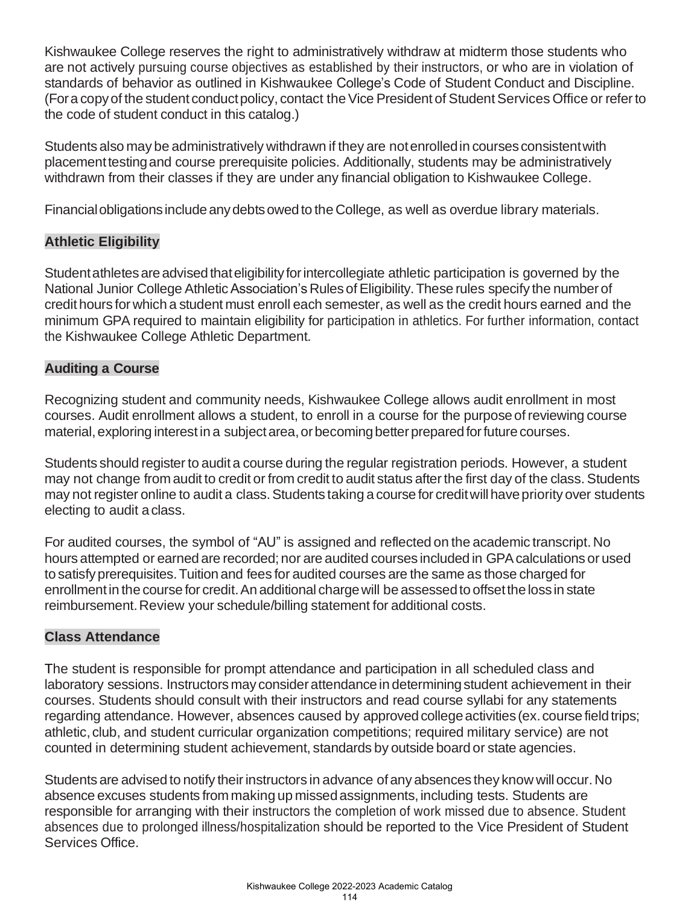Kishwaukee College reserves the right to administratively withdraw at midterm those students who are not actively pursuing course objectives as established by their instructors, or who are in violation of standards of behavior as outlined in Kishwaukee College's Code of Student Conduct and Discipline. (For a copy of the student conduct policy, contact the Vice President of Student Services Office or refer to the code of student conduct in this catalog.)

Students also may be administratively withdrawn if they are not enrolled in courses consistent with placement testing and course prerequisite policies. Additionally, students may be administratively withdrawn from their classes if they are under any financial obligation to Kishwaukee College.

Financial obligations include any debts owed to the College, as well as overdue library materials.

## Athletic Eligibility

Student athletes are advised that eligibility for intercollegiate athletic participation is governed by the National Junior College Athletic Association's Rules of Eligibility. These rules specify the number of credit hours for which a student must enroll each semester, as well as the credit hours earned and the minimum GPA required to maintain eligibility for participation in athletics. For further information, contact the Kishwaukee College Athletic Department.

## Auditing a Course

Recognizing student and community needs, Kishwaukee College allows audit enrollment in most courses. Audit enrollment allows a student, to enroll in a course for the purpose of reviewing course material, exploring interest in a subject area, or becoming better prepared for future courses.

Students should register to audit a course during the regular registration periods. However, a student may not change from audit to credit or from credit to audit status after the first day of the class. Students may not register online to audit a class. Students taking a course for credit will have priority over students electing to audit a class.

For audited courses, the symbol of "AU" is assigned and reflected on the academic transcript. No hours attempted or earned are recorded; nor are audited courses included in GPA calculations or used to satisfy prerequisites. Tuition and fees for audited courses are the same as those charged for enrollment in the course for credit. An additional charge will be assessed to offset the loss in state reimbursement. Review your schedule/billing statement for additional costs.

## Class Attendance

The student is responsible for prompt attendance and participation in all scheduled class and laboratory sessions. Instructors may consider attendance in determining student achievement in their courses. Students should consult with their instructors and read course syllabi for any statements regarding attendance. However, absences caused by approved college activities (ex. course field trips; athletic, club, and student curricular organization competitions; required military service) are not counted in determining student achievement, standards by outside board or state agencies.

Students are advised to notify their instructors in advance of any absences they know will occur. No absence excuses students from making up missed assignments, including tests. Students are responsible for arranging with their instructors the completion of work missed due to absence. Student absences due to prolonged illness/hospitalization should be reported to the Vice President of Student Services Office.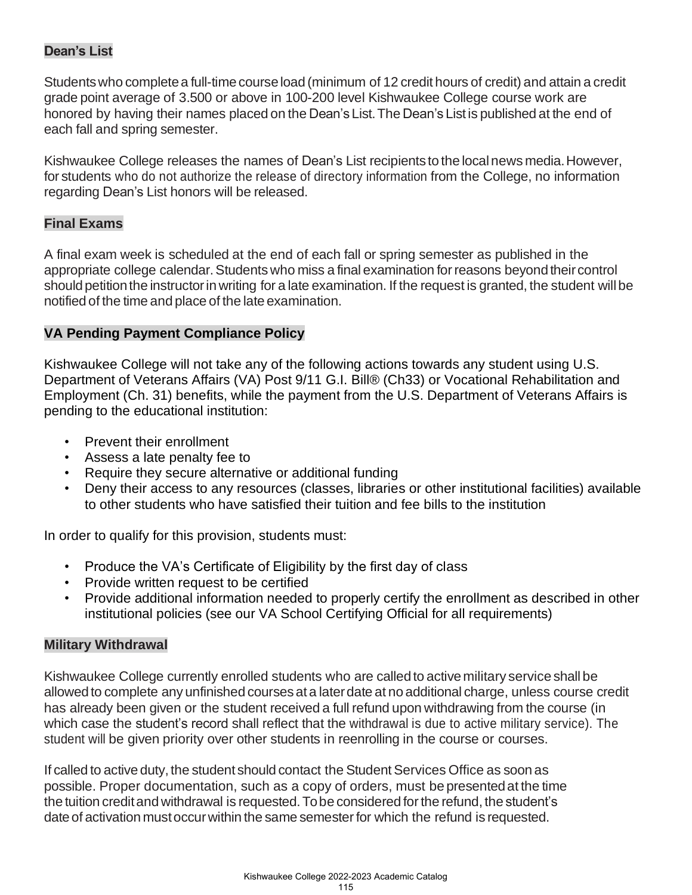### Dean's List

Students who complete a full-time course load (minimum of 12 credit hours of credit) and attain a credit grade point average of 3.500 or above in 100-200 level Kishwaukee College course work are honored by having their names placed on the Dean's List. The Dean's List is published at the end of each fall and spring semester.

Kishwaukee College releases the names of Dean's List recipients to the local news media. However, for students who do not authorize the release of directory information from the College, no information regarding Dean's List honors will be released.

### Final Exams

A final exam week is scheduled at the end of each fall or spring semester as published in the appropriate college calendar. Students who miss a final examination for reasons beyond their control should petition the instructor in writing for a late examination. If the request is granted, the student will be notified of the time and place of the late examination.

### VA Pending Payment Compliance Policy

Kishwaukee College will not take any of the following actions towards any student using U.S. Department of Veterans Affairs (VA) Post 9/11 G.I. Bill® (Ch33) or Vocational Rehabilitation and Employment (Ch. 31) benefits, while the payment from the U.S. Department of Veterans Affairs is pending to the educational institution:

- Prevent their enrollment
- Assess a late penalty fee to
- Require they secure alternative or additional funding
- Deny their access to any resources (classes, libraries or other institutional facilities) available to other students who have satisfied their tuition and fee bills to the institution

In order to qualify for this provision, students must:

- Produce the VA's Certificate of Eligibility by the first day of class
- Provide written request to be certified
- Provide additional information needed to properly certify the enrollment as described in other institutional policies (see our VA School Certifying Official for all requirements)

### Military Withdrawal

Kishwaukee College currently enrolled students who are called to active military service shall be allowed to complete any unfinished courses at a later date at no additional charge, unless course credit has already been given or the student received a full refund upon withdrawing from the course (in which case the student's record shall reflect that the withdrawal is due to active military service). The student will be given priority over other students in reenrolling in the course or courses.

If called to active duty, the student should contact the Student Services Office as soon as possible. Proper documentation, such as a copy of orders, must be presented at the time the tuition credit and withdrawal is requested. To be considered for the refund, the student's date of activation must occur within the same semester for which the refund is requested.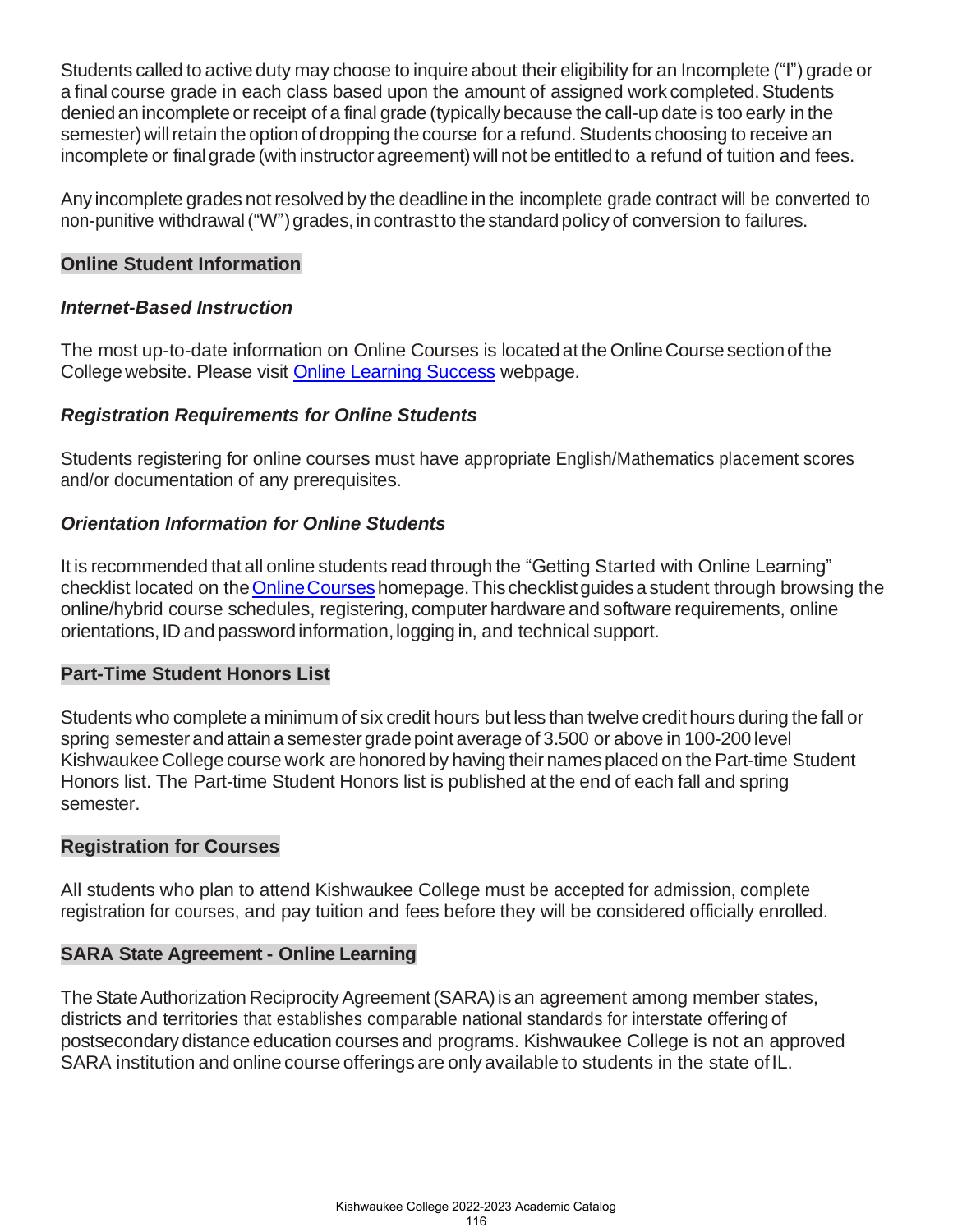Students called to active duty may choose to inquire about their eligibility for an Incomplete ("I") grade or a final course grade in each class based upon the amount of assigned work completed. Students denied an incomplete or receipt of a final grade (typically because the call-up date is too early in the semester) will retain the option of dropping the course for a refund. Students choosing to receive an incomplete or final grade (with instructor agreement) will not be entitled to a refund of tuition and fees.

Any incomplete grades not resolved by the deadline in the incomplete grade contract will be converted to non-punitive withdrawal ("W") grades, in contrast to the standard policy of conversion to failures.

## Online Student Information

### *Internet-Based Instruction*

The most up-to-date information on Online Courses is located at the Online Course section of the College website. Please visit Online Learning Success webpage.

### *Registration Requirements for Online Students*

Students registering for online courses must have appropriate English/Mathematics placement scores and/or documentation of any prerequisites.

### *Orientation Information for Online Students*

It is recommended that all online students read through the "Getting Started with Online Learning" checklist located on the Online Courses homepage. This checklist guides a student through browsing the online/hybrid course schedules, registering, computer hardware and software requirements, online orientations, ID and password information, logging in, and technical support.

## Part-Time Student Honors List

Students who complete a minimum of six credit hours but less than twelve credit hours during the fall or spring semester and attain a semester grade point average of 3.500 or above in 100-200 level Kishwaukee College course work are honored by having their names placed on the Part-time Student Honors list. The Part-time Student Honors list is published at the end of each fall and spring semester.

## Registration for Courses

All students who plan to attend Kishwaukee College must be accepted for admission, complete registration for courses, and pay tuition and fees before they will be considered officially enrolled.

## SARA State Agreement - Online Learning

The State Authorization Reciprocity Agreement (SARA) is an agreement among member states, districts and territories that establishes comparable national standards for interstate offering of postsecondary distance education courses and programs. Kishwaukee College is not an approved SARA institution and online course offerings are only available to students in the state of IL.